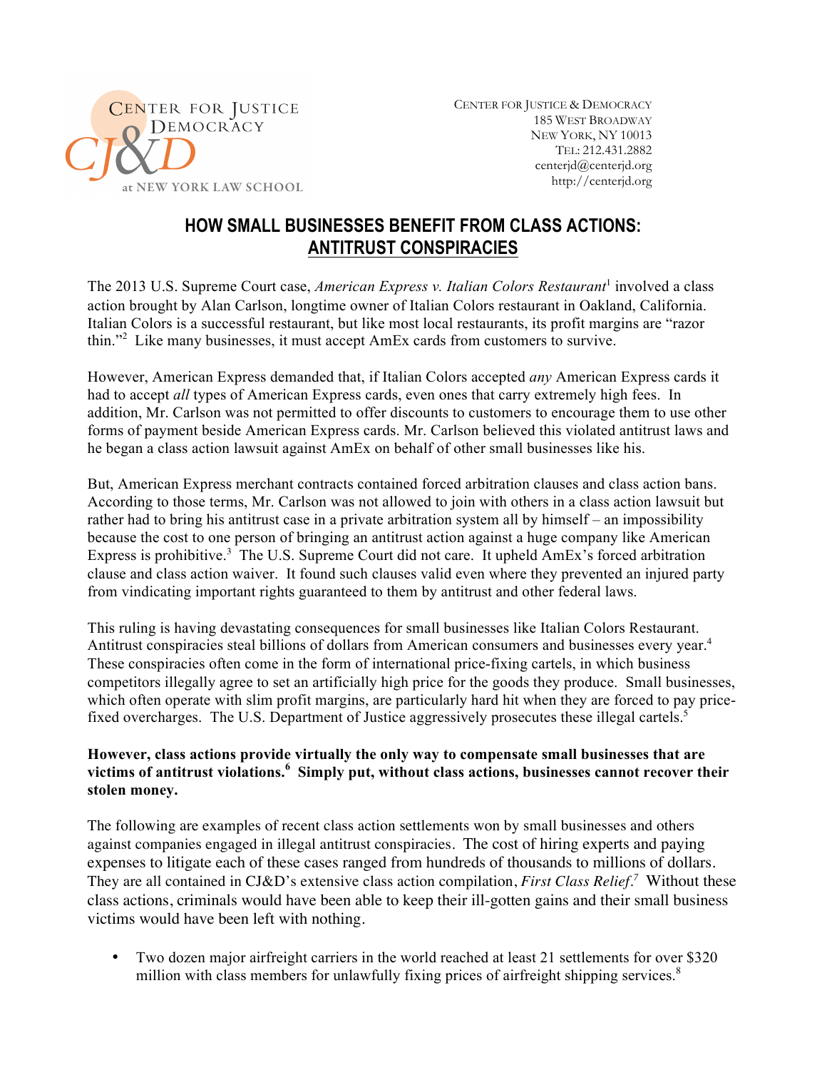CENTER FOR JUSTICE & DEMOCRACY
at NEW YORK LAW SCHOOL

CENTER FOR JUSTICE & DEMOCRACY
185 WEST BROADWAY
NEW YORK, NY 10013
TEL: 212.431.2882
centerjd@centerjd.org
http://centerjd.org

# HOW SMALL BUSINESSES BENEFIT FROM CLASS ACTIONS: ANTITRUST CONSPIRACIES

The 2013 U.S. Supreme Court case, *American Express v. Italian Colors Restaurant*[1] involved a class action brought by Alan Carlson, longtime owner of Italian Colors restaurant in Oakland, California. Italian Colors is a successful restaurant, but like most local restaurants, its profit margins are "razor thin."[2] Like many businesses, it must accept AmEx cards from customers to survive.

However, American Express demanded that, if Italian Colors accepted *any* American Express cards it had to accept *all* types of American Express cards, even ones that carry extremely high fees. In addition, Mr. Carlson was not permitted to offer discounts to customers to encourage them to use other forms of payment beside American Express cards. Mr. Carlson believed this violated antitrust laws and he began a class action lawsuit against AmEx on behalf of other small businesses like his.

But, American Express merchant contracts contained forced arbitration clauses and class action bans. According to those terms, Mr. Carlson was not allowed to join with others in a class action lawsuit but rather had to bring his antitrust case in a private arbitration system all by himself – an impossibility because the cost to one person of bringing an antitrust action against a huge company like American Express is prohibitive.[3] The U.S. Supreme Court did not care. It upheld AmEx's forced arbitration clause and class action waiver. It found such clauses valid even where they prevented an injured party from vindicating important rights guaranteed to them by antitrust and other federal laws.

This ruling is having devastating consequences for small businesses like Italian Colors Restaurant. Antitrust conspiracies steal billions of dollars from American consumers and businesses every year.[4] These conspiracies often come in the form of international price-fixing cartels, in which business competitors illegally agree to set an artificially high price for the goods they produce. Small businesses, which often operate with slim profit margins, are particularly hard hit when they are forced to pay price-fixed overcharges. The U.S. Department of Justice aggressively prosecutes these illegal cartels.[5]

**However, class actions provide virtually the only way to compensate small businesses that are victims of antitrust violations.[6] Simply put, without class actions, businesses cannot recover their stolen money.**

The following are examples of recent class action settlements won by small businesses and others against companies engaged in illegal antitrust conspiracies. The cost of hiring experts and paying expenses to litigate each of these cases ranged from hundreds of thousands to millions of dollars. They are all contained in CJ&D's extensive class action compilation, *First Class Relief*.[7] Without these class actions, criminals would have been able to keep their ill-gotten gains and their small business victims would have been left with nothing.

- Two dozen major airfreight carriers in the world reached at least 21 settlements for over $320 million with class members for unlawfully fixing prices of airfreight shipping services.[8]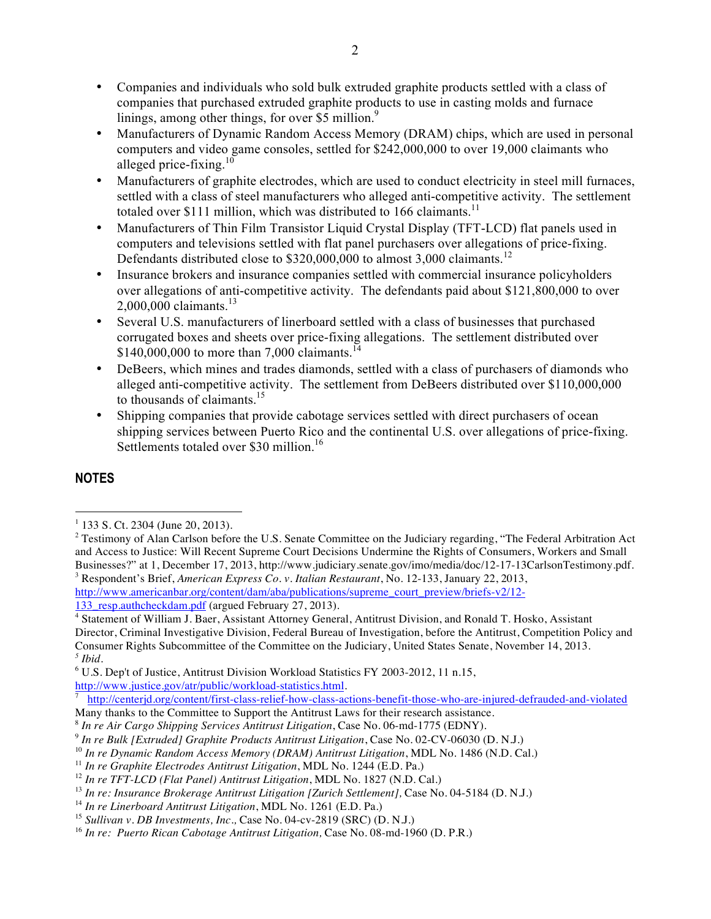- Companies and individuals who sold bulk extruded graphite products settled with a class of companies that purchased extruded graphite products to use in casting molds and furnace linings, among other things, for over $5 million.[9]
- Manufacturers of Dynamic Random Access Memory (DRAM) chips, which are used in personal computers and video game consoles, settled for $242,000,000 to over 19,000 claimants who alleged price-fixing.[10]
- Manufacturers of graphite electrodes, which are used to conduct electricity in steel mill furnaces, settled with a class of steel manufacturers who alleged anti-competitive activity. The settlement totaled over $111 million, which was distributed to 166 claimants.[11]
- Manufacturers of Thin Film Transistor Liquid Crystal Display (TFT-LCD) flat panels used in computers and televisions settled with flat panel purchasers over allegations of price-fixing. Defendants distributed close to $320,000,000 to almost 3,000 claimants.[12]
- Insurance brokers and insurance companies settled with commercial insurance policyholders over allegations of anti-competitive activity. The defendants paid about $121,800,000 to over 2,000,000 claimants.[13]
- Several U.S. manufacturers of linerboard settled with a class of businesses that purchased corrugated boxes and sheets over price-fixing allegations. The settlement distributed over $140,000,000 to more than 7,000 claimants.[14]
- DeBeers, which mines and trades diamonds, settled with a class of purchasers of diamonds who alleged anti-competitive activity. The settlement from DeBeers distributed over $110,000,000 to thousands of claimants.[15]
- Shipping companies that provide cabotage services settled with direct purchasers of ocean shipping services between Puerto Rico and the continental U.S. over allegations of price-fixing. Settlements totaled over $30 million.[16]

## NOTES

[1] 133 S. Ct. 2304 (June 20, 2013).

[2] Testimony of Alan Carlson before the U.S. Senate Committee on the Judiciary regarding, "The Federal Arbitration Act and Access to Justice: Will Recent Supreme Court Decisions Undermine the Rights of Consumers, Workers and Small Businesses?" at 1, December 17, 2013, http://www.judiciary.senate.gov/imo/media/doc/12-17-13CarlsonTestimony.pdf.

[3] Respondent's Brief, *American Express Co. v. Italian Restaurant*, No. 12-133, January 22, 2013, http://www.americanbar.org/content/dam/aba/publications/supreme_court_preview/briefs-v2/12-133_resp.authcheckdam.pdf (argued February 27, 2013).

[4] Statement of William J. Baer, Assistant Attorney General, Antitrust Division, and Ronald T. Hosko, Assistant Director, Criminal Investigative Division, Federal Bureau of Investigation, before the Antitrust, Competition Policy and Consumer Rights Subcommittee of the Committee on the Judiciary, United States Senate, November 14, 2013.

[5] *Ibid*.

[6] U.S. Dep't of Justice, Antitrust Division Workload Statistics FY 2003-2012, 11 n.15, http://www.justice.gov/atr/public/workload-statistics.html.

[7] http://centerjd.org/content/first-class-relief-how-class-actions-benefit-those-who-are-injured-defrauded-and-violated Many thanks to the Committee to Support the Antitrust Laws for their research assistance.

[8] *In re Air Cargo Shipping Services Antitrust Litigation*, Case No. 06-md-1775 (EDNY).

[9] *In re Bulk [Extruded] Graphite Products Antitrust Litigation*, Case No. 02-CV-06030 (D. N.J.)

[10] *In re Dynamic Random Access Memory (DRAM) Antitrust Litigation*, MDL No. 1486 (N.D. Cal.)

[11] *In re Graphite Electrodes Antitrust Litigation*, MDL No. 1244 (E.D. Pa.)

[12] *In re TFT-LCD (Flat Panel) Antitrust Litigation*, MDL No. 1827 (N.D. Cal.)

[13] *In re: Insurance Brokerage Antitrust Litigation [Zurich Settlement]*, Case No. 04-5184 (D. N.J.)

[14] *In re Linerboard Antitrust Litigation*, MDL No. 1261 (E.D. Pa.)

[15] *Sullivan v. DB Investments, Inc.*, Case No. 04-cv-2819 (SRC) (D. N.J.)

[16] *In re: Puerto Rican Cabotage Antitrust Litigation*, Case No. 08-md-1960 (D. P.R.)